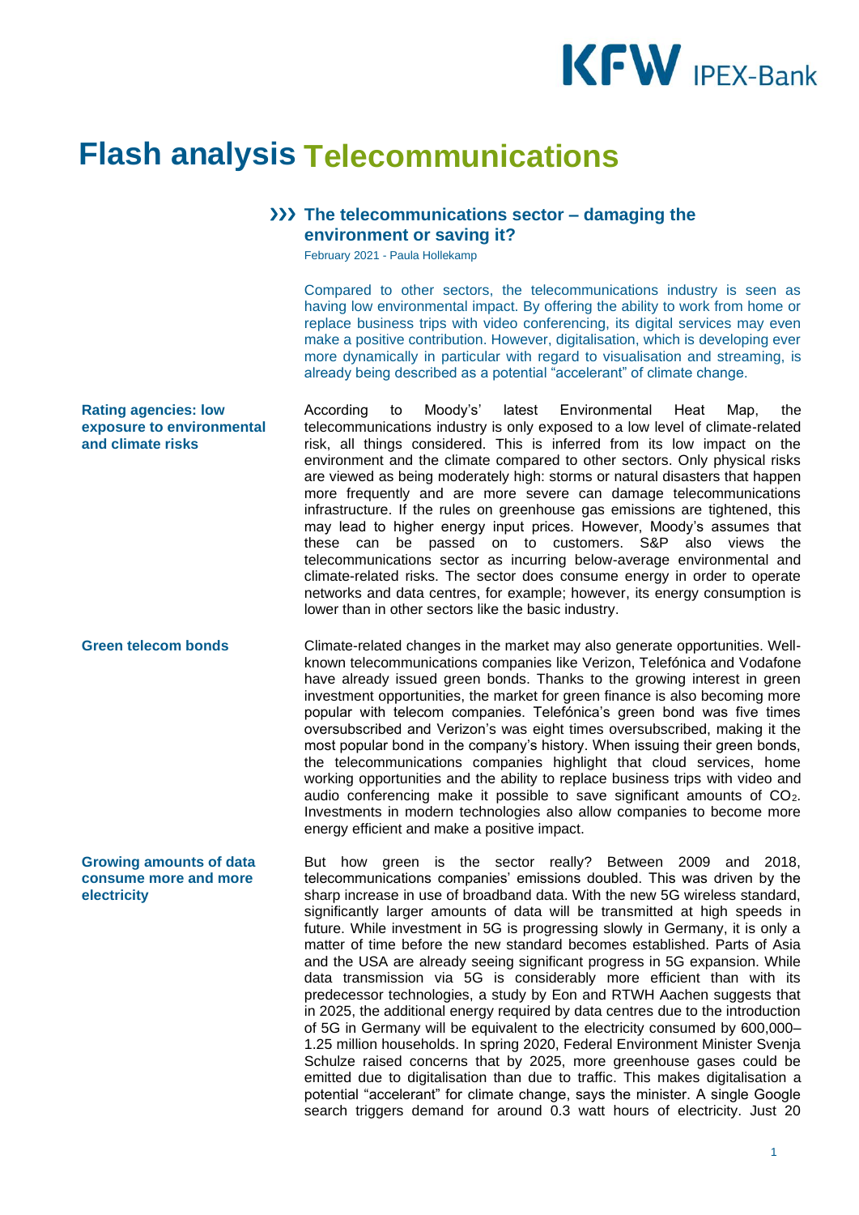# Flash analysis Telecommunications

## The telecommunications sector – damaging the environment or saving it?

February 2021 - Paula Hollekamp

Compared to other sectors, the telecommunications industry is seen as having low environmental impact. By offering the ability to work from home or replace business trips with video conferencing, its digital services may even make a positive contribution. However, digitalisation, which is developing ever more dynamically in particular with regard to visualisation and streaming, is already being described as a potential "accelerant" of climate change.

**Rating agencies: low exposure to environmental and climate risks**

According to Moody's' latest Environmental Heat Map, the telecommunications industry is only exposed to a low level of climate-related risk, all things considered. This is inferred from its low impact on the environment and the climate compared to other sectors. Only physical risks are viewed as being moderately high: storms or natural disasters that happen more frequently and are more severe can damage telecommunications infrastructure. If the rules on greenhouse gas emissions are tightened, this may lead to higher energy input prices. However, Moody's assumes that these can be passed on to customers. S&P also views the telecommunications sector as incurring below-average environmental and climate-related risks. The sector does consume energy in order to operate networks and data centres, for example; however, its energy consumption is lower than in other sectors like the basic industry.

**Green telecom bonds**

Climate-related changes in the market may also generate opportunities. Well-known telecommunications companies like Verizon, Telefónica and Vodafone have already issued green bonds. Thanks to the growing interest in green investment opportunities, the market for green finance is also becoming more popular with telecom companies. Telefónica's green bond was five times oversubscribed and Verizon's was eight times oversubscribed, making it the most popular bond in the company's history. When issuing their green bonds, the telecommunications companies highlight that cloud services, home working opportunities and the ability to replace business trips with video and audio conferencing make it possible to save significant amounts of $CO_2$. Investments in modern technologies also allow companies to become more energy efficient and make a positive impact.

**Growing amounts of data consume more and more electricity**

But how green is the sector really? Between 2009 and 2018, telecommunications companies' emissions doubled. This was driven by the sharp increase in use of broadband data. With the new 5G wireless standard, significantly larger amounts of data will be transmitted at high speeds in future. While investment in 5G is progressing slowly in Germany, it is only a matter of time before the new standard becomes established. Parts of Asia and the USA are already seeing significant progress in 5G expansion. While data transmission via 5G is considerably more efficient than with its predecessor technologies, a study by Eon and RTWH Aachen suggests that in 2025, the additional energy required by data centres due to the introduction of 5G in Germany will be equivalent to the electricity consumed by 600,000–1.25 million households. In spring 2020, Federal Environment Minister Svenja Schulze raised concerns that by 2025, more greenhouse gases could be emitted due to digitalisation than due to traffic. This makes digitalisation a potential "accelerant" for climate change, says the minister. A single Google search triggers demand for around 0.3 watt hours of electricity. Just 20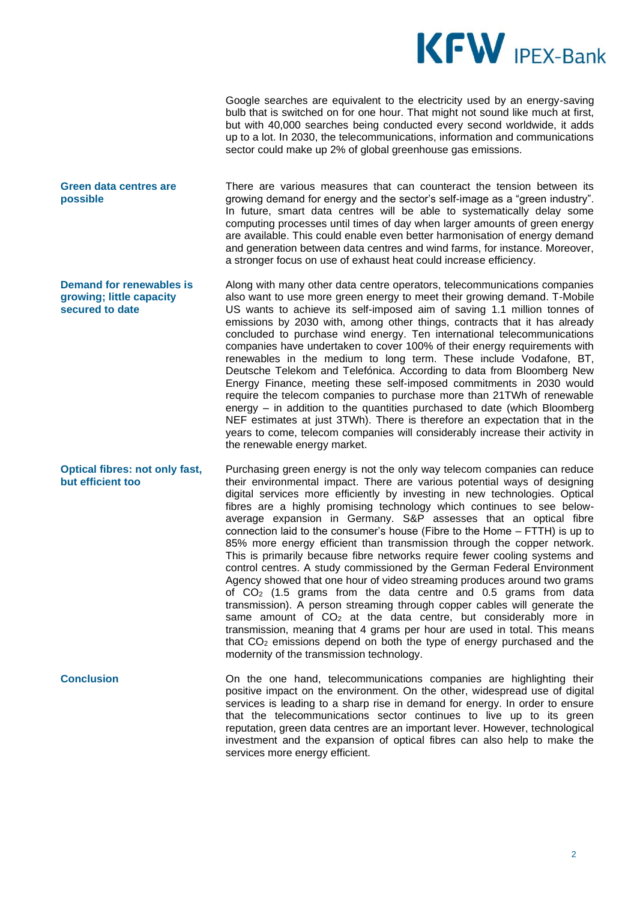Google searches are equivalent to the electricity used by an energy-saving bulb that is switched on for one hour. That might not sound like much at first, but with 40,000 searches being conducted every second worldwide, it adds up to a lot. In 2030, the telecommunications, information and communications sector could make up 2% of global greenhouse gas emissions.

### Green data centres are possible

There are various measures that can counteract the tension between its growing demand for energy and the sector's self-image as a "green industry". In future, smart data centres will be able to systematically delay some computing processes until times of day when larger amounts of green energy are available. This could enable even better harmonisation of energy demand and generation between data centres and wind farms, for instance. Moreover, a stronger focus on use of exhaust heat could increase efficiency.

### Demand for renewables is growing; little capacity secured to date

Along with many other data centre operators, telecommunications companies also want to use more green energy to meet their growing demand. T-Mobile US wants to achieve its self-imposed aim of saving 1.1 million tonnes of emissions by 2030 with, among other things, contracts that it has already concluded to purchase wind energy. Ten international telecommunications companies have undertaken to cover 100% of their energy requirements with renewables in the medium to long term. These include Vodafone, BT, Deutsche Telekom and Telefónica. According to data from Bloomberg New Energy Finance, meeting these self-imposed commitments in 2030 would require the telecom companies to purchase more than 21TWh of renewable energy – in addition to the quantities purchased to date (which Bloomberg NEF estimates at just 3TWh). There is therefore an expectation that in the years to come, telecom companies will considerably increase their activity in the renewable energy market.

### Optical fibres: not only fast, but efficient too

Purchasing green energy is not the only way telecom companies can reduce their environmental impact. There are various potential ways of designing digital services more efficiently by investing in new technologies. Optical fibres are a highly promising technology which continues to see below-average expansion in Germany. S&P assesses that an optical fibre connection laid to the consumer's house (Fibre to the Home – FTTH) is up to 85% more energy efficient than transmission through the copper network. This is primarily because fibre networks require fewer cooling systems and control centres. A study commissioned by the German Federal Environment Agency showed that one hour of video streaming produces around two grams of $CO_2$ (1.5 grams from the data centre and 0.5 grams from data transmission). A person streaming through copper cables will generate the same amount of $CO_2$ at the data centre, but considerably more in transmission, meaning that 4 grams per hour are used in total. This means that $CO_2$ emissions depend on both the type of energy purchased and the modernity of the transmission technology.

### Conclusion

On the one hand, telecommunications companies are highlighting their positive impact on the environment. On the other, widespread use of digital services is leading to a sharp rise in demand for energy. In order to ensure that the telecommunications sector continues to live up to its green reputation, green data centres are an important lever. However, technological investment and the expansion of optical fibres can also help to make the services more energy efficient.